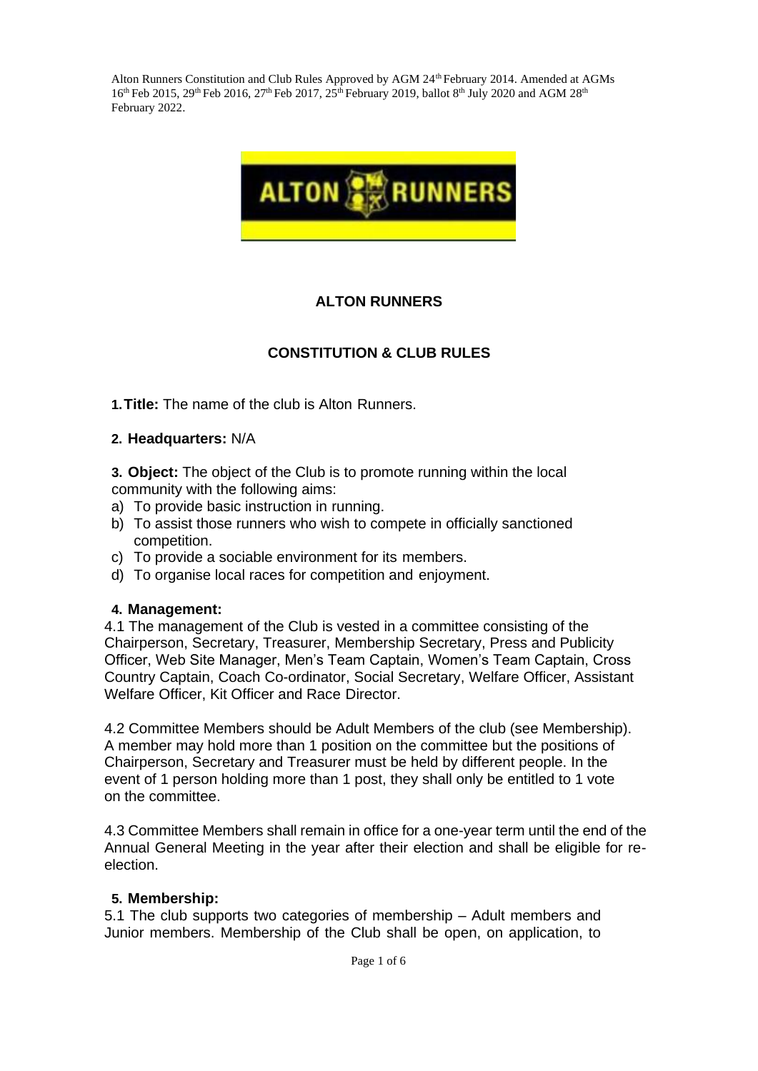Alton Runners Constitution and Club Rules Approved by AGM 24th February 2014. Amended at AGMs 16th Feb 2015, 29th Feb 2016, 27th Feb 2017, 25th February 2019, ballot 8th July 2020 and AGM 28th February 2022.

# ALTON RUNNERS

## CONSTITUTION & CLUB RULES

**1. Title:** The name of the club is Alton Runners.

**2. Headquarters:** N/A

**3. Object:** The object of the Club is to promote running within the local community with the following aims:

a) To provide basic instruction in running.
b) To assist those runners who wish to compete in officially sanctioned competition.
c) To provide a sociable environment for its members.
d) To organise local races for competition and enjoyment.

**4. Management:**

4.1 The management of the Club is vested in a committee consisting of the Chairperson, Secretary, Treasurer, Membership Secretary, Press and Publicity Officer, Web Site Manager, Men's Team Captain, Women's Team Captain, Cross Country Captain, Coach Co-ordinator, Social Secretary, Welfare Officer, Assistant Welfare Officer, Kit Officer and Race Director.

4.2 Committee Members should be Adult Members of the club (see Membership). A member may hold more than 1 position on the committee but the positions of Chairperson, Secretary and Treasurer must be held by different people. In the event of 1 person holding more than 1 post, they shall only be entitled to 1 vote on the committee.

4.3 Committee Members shall remain in office for a one-year term until the end of the Annual General Meeting in the year after their election and shall be eligible for re-election.

**5. Membership:**

5.1 The club supports two categories of membership – Adult members and Junior members. Membership of the Club shall be open, on application, to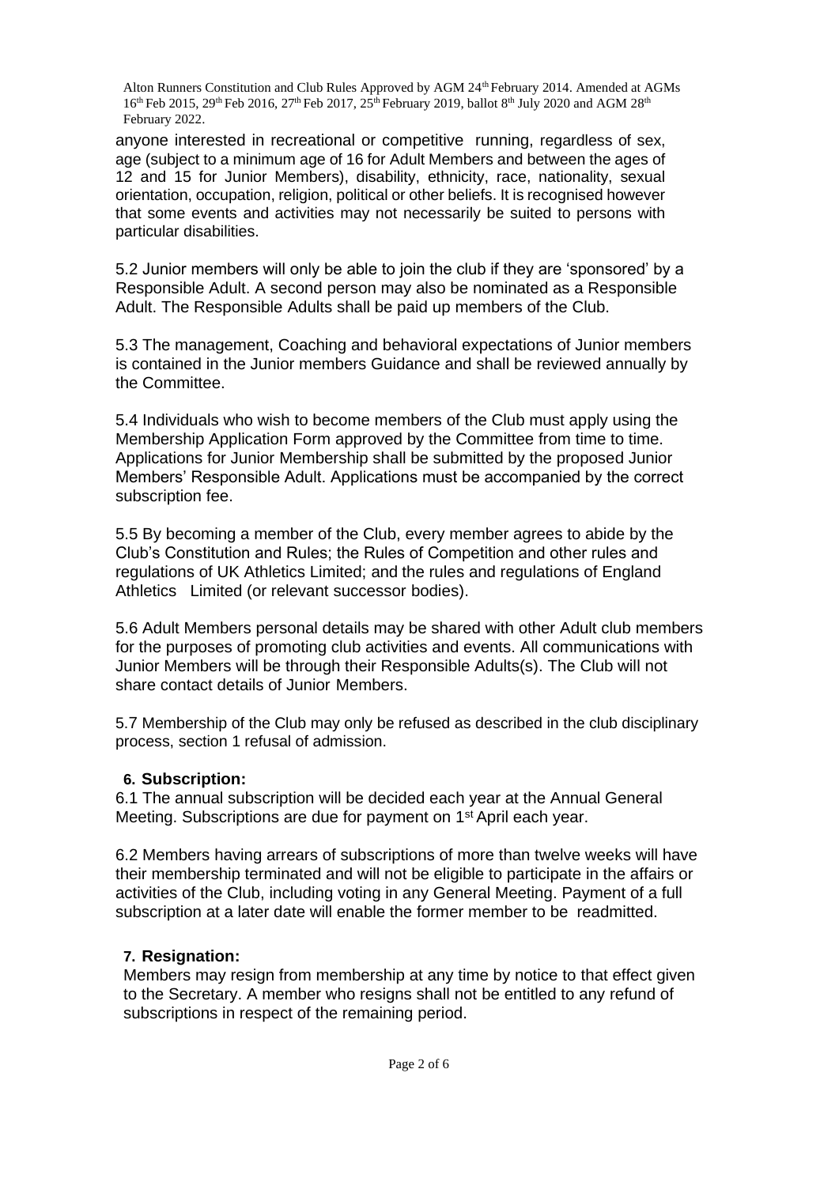anyone interested in recreational or competitive running, regardless of sex, age (subject to a minimum age of 16 for Adult Members and between the ages of 12 and 15 for Junior Members), disability, ethnicity, race, nationality, sexual orientation, occupation, religion, political or other beliefs. It is recognised however that some events and activities may not necessarily be suited to persons with particular disabilities.

5.2 Junior members will only be able to join the club if they are 'sponsored' by a Responsible Adult. A second person may also be nominated as a Responsible Adult. The Responsible Adults shall be paid up members of the Club.

5.3 The management, Coaching and behavioral expectations of Junior members is contained in the Junior members Guidance and shall be reviewed annually by the Committee.

5.4 Individuals who wish to become members of the Club must apply using the Membership Application Form approved by the Committee from time to time. Applications for Junior Membership shall be submitted by the proposed Junior Members' Responsible Adult. Applications must be accompanied by the correct subscription fee.

5.5 By becoming a member of the Club, every member agrees to abide by the Club's Constitution and Rules; the Rules of Competition and other rules and regulations of UK Athletics Limited; and the rules and regulations of England Athletics Limited (or relevant successor bodies).

5.6 Adult Members personal details may be shared with other Adult club members for the purposes of promoting club activities and events. All communications with Junior Members will be through their Responsible Adults(s). The Club will not share contact details of Junior Members.

5.7 Membership of the Club may only be refused as described in the club disciplinary process, section 1 refusal of admission.

## 6. Subscription:

6.1 The annual subscription will be decided each year at the Annual General Meeting. Subscriptions are due for payment on 1st April each year.

6.2 Members having arrears of subscriptions of more than twelve weeks will have their membership terminated and will not be eligible to participate in the affairs or activities of the Club, including voting in any General Meeting. Payment of a full subscription at a later date will enable the former member to be readmitted.

## 7. Resignation:

Members may resign from membership at any time by notice to that effect given to the Secretary. A member who resigns shall not be entitled to any refund of subscriptions in respect of the remaining period.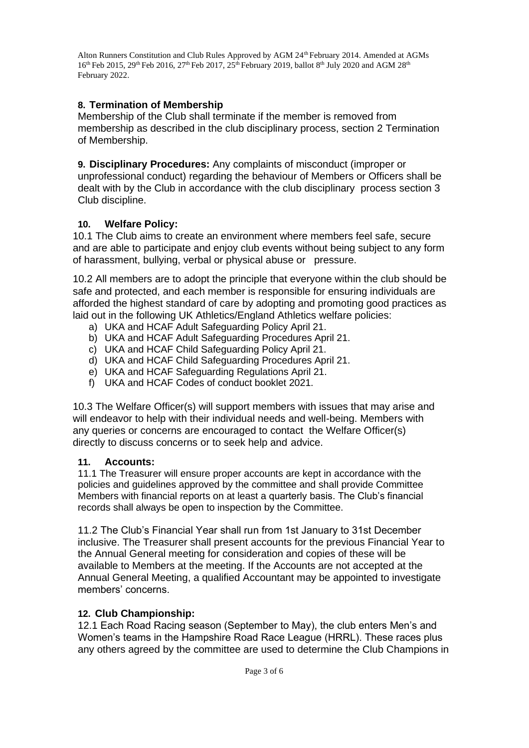## 8. Termination of Membership

Membership of the Club shall terminate if the member is removed from membership as described in the club disciplinary process, section 2 Termination of Membership.

**9. Disciplinary Procedures:** Any complaints of misconduct (improper or unprofessional conduct) regarding the behaviour of Members or Officers shall be dealt with by the Club in accordance with the club disciplinary process section 3 Club discipline.

## 10. Welfare Policy:

10.1 The Club aims to create an environment where members feel safe, secure and are able to participate and enjoy club events without being subject to any form of harassment, bullying, verbal or physical abuse or pressure.

10.2 All members are to adopt the principle that everyone within the club should be safe and protected, and each member is responsible for ensuring individuals are afforded the highest standard of care by adopting and promoting good practices as laid out in the following UK Athletics/England Athletics welfare policies:

a) UKA and HCAF Adult Safeguarding Policy April 21.
b) UKA and HCAF Adult Safeguarding Procedures April 21.
c) UKA and HCAF Child Safeguarding Policy April 21.
d) UKA and HCAF Child Safeguarding Procedures April 21.
e) UKA and HCAF Safeguarding Regulations April 21.
f) UKA and HCAF Codes of conduct booklet 2021.

10.3 The Welfare Officer(s) will support members with issues that may arise and will endeavor to help with their individual needs and well-being. Members with any queries or concerns are encouraged to contact the Welfare Officer(s) directly to discuss concerns or to seek help and advice.

## 11. Accounts:

11.1 The Treasurer will ensure proper accounts are kept in accordance with the policies and guidelines approved by the committee and shall provide Committee Members with financial reports on at least a quarterly basis. The Club's financial records shall always be open to inspection by the Committee.

11.2 The Club's Financial Year shall run from 1st January to 31st December inclusive. The Treasurer shall present accounts for the previous Financial Year to the Annual General meeting for consideration and copies of these will be available to Members at the meeting. If the Accounts are not accepted at the Annual General Meeting, a qualified Accountant may be appointed to investigate members' concerns.

## 12. Club Championship:

12.1 Each Road Racing season (September to May), the club enters Men's and Women's teams in the Hampshire Road Race League (HRRL). These races plus any others agreed by the committee are used to determine the Club Champions in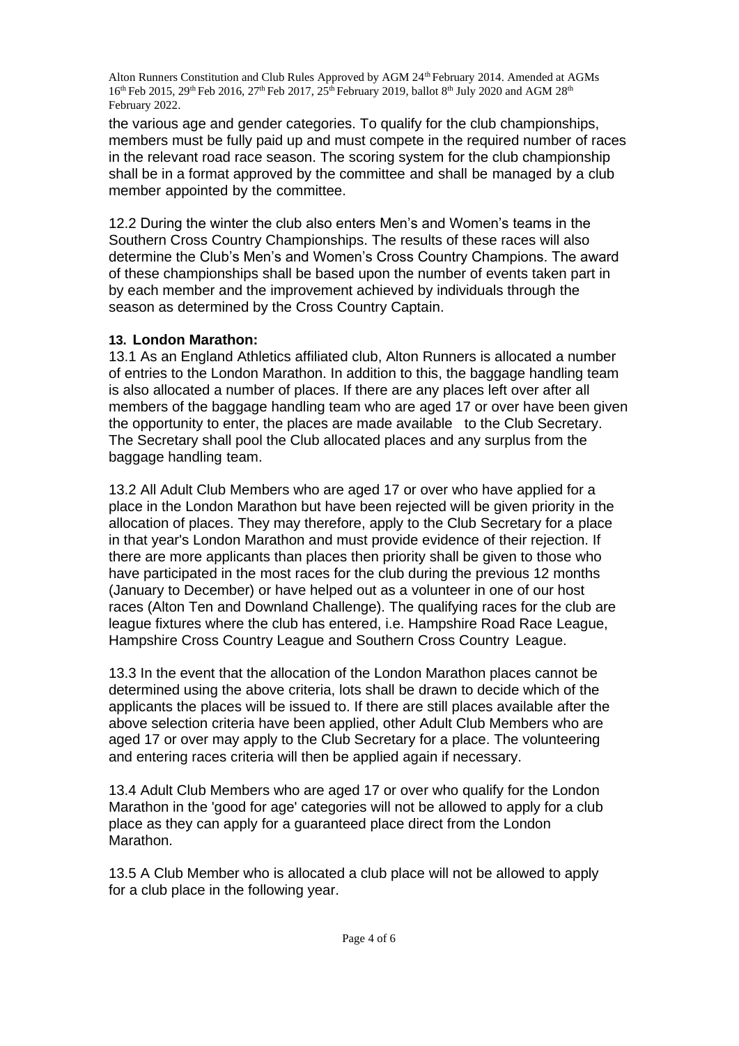the various age and gender categories. To qualify for the club championships, members must be fully paid up and must compete in the required number of races in the relevant road race season. The scoring system for the club championship shall be in a format approved by the committee and shall be managed by a club member appointed by the committee.

12.2 During the winter the club also enters Men's and Women's teams in the Southern Cross Country Championships. The results of these races will also determine the Club's Men's and Women's Cross Country Champions. The award of these championships shall be based upon the number of events taken part in by each member and the improvement achieved by individuals through the season as determined by the Cross Country Captain.

## 13. London Marathon:

13.1 As an England Athletics affiliated club, Alton Runners is allocated a number of entries to the London Marathon. In addition to this, the baggage handling team is also allocated a number of places. If there are any places left over after all members of the baggage handling team who are aged 17 or over have been given the opportunity to enter, the places are made available to the Club Secretary. The Secretary shall pool the Club allocated places and any surplus from the baggage handling team.

13.2 All Adult Club Members who are aged 17 or over who have applied for a place in the London Marathon but have been rejected will be given priority in the allocation of places. They may therefore, apply to the Club Secretary for a place in that year's London Marathon and must provide evidence of their rejection. If there are more applicants than places then priority shall be given to those who have participated in the most races for the club during the previous 12 months (January to December) or have helped out as a volunteer in one of our host races (Alton Ten and Downland Challenge). The qualifying races for the club are league fixtures where the club has entered, i.e. Hampshire Road Race League, Hampshire Cross Country League and Southern Cross Country League.

13.3 In the event that the allocation of the London Marathon places cannot be determined using the above criteria, lots shall be drawn to decide which of the applicants the places will be issued to. If there are still places available after the above selection criteria have been applied, other Adult Club Members who are aged 17 or over may apply to the Club Secretary for a place. The volunteering and entering races criteria will then be applied again if necessary.

13.4 Adult Club Members who are aged 17 or over who qualify for the London Marathon in the 'good for age' categories will not be allowed to apply for a club place as they can apply for a guaranteed place direct from the London Marathon.

13.5 A Club Member who is allocated a club place will not be allowed to apply for a club place in the following year.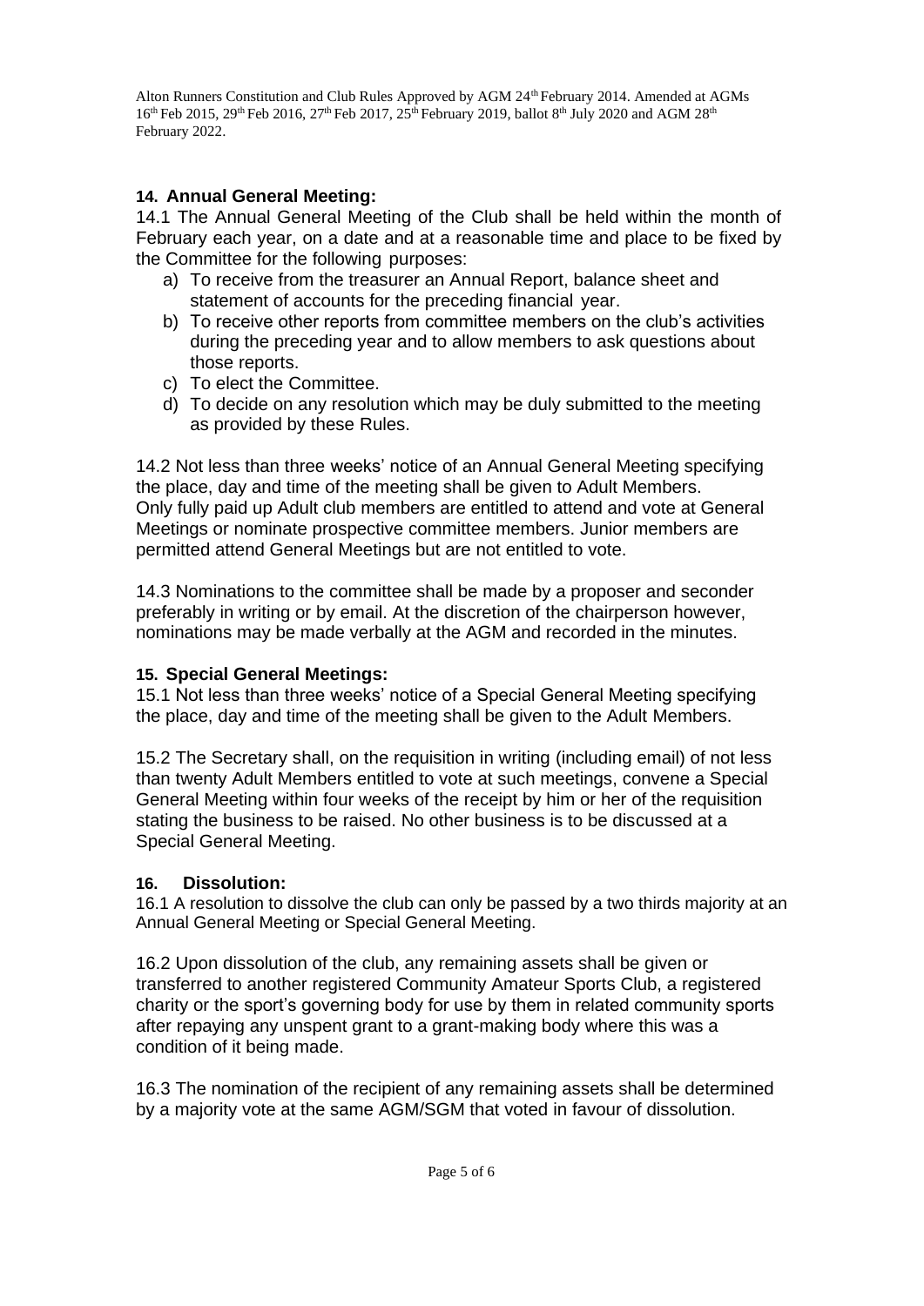## 14. Annual General Meeting:

14.1 The Annual General Meeting of the Club shall be held within the month of February each year, on a date and at a reasonable time and place to be fixed by the Committee for the following purposes:

a) To receive from the treasurer an Annual Report, balance sheet and statement of accounts for the preceding financial year.
b) To receive other reports from committee members on the club's activities during the preceding year and to allow members to ask questions about those reports.
c) To elect the Committee.
d) To decide on any resolution which may be duly submitted to the meeting as provided by these Rules.

14.2 Not less than three weeks' notice of an Annual General Meeting specifying the place, day and time of the meeting shall be given to Adult Members. Only fully paid up Adult club members are entitled to attend and vote at General Meetings or nominate prospective committee members. Junior members are permitted attend General Meetings but are not entitled to vote.

14.3 Nominations to the committee shall be made by a proposer and seconder preferably in writing or by email. At the discretion of the chairperson however, nominations may be made verbally at the AGM and recorded in the minutes.

## 15. Special General Meetings:

15.1 Not less than three weeks' notice of a Special General Meeting specifying the place, day and time of the meeting shall be given to the Adult Members.

15.2 The Secretary shall, on the requisition in writing (including email) of not less than twenty Adult Members entitled to vote at such meetings, convene a Special General Meeting within four weeks of the receipt by him or her of the requisition stating the business to be raised. No other business is to be discussed at a Special General Meeting.

## 16. Dissolution:

16.1 A resolution to dissolve the club can only be passed by a two thirds majority at an Annual General Meeting or Special General Meeting.

16.2 Upon dissolution of the club, any remaining assets shall be given or transferred to another registered Community Amateur Sports Club, a registered charity or the sport's governing body for use by them in related community sports after repaying any unspent grant to a grant-making body where this was a condition of it being made.

16.3 The nomination of the recipient of any remaining assets shall be determined by a majority vote at the same AGM/SGM that voted in favour of dissolution.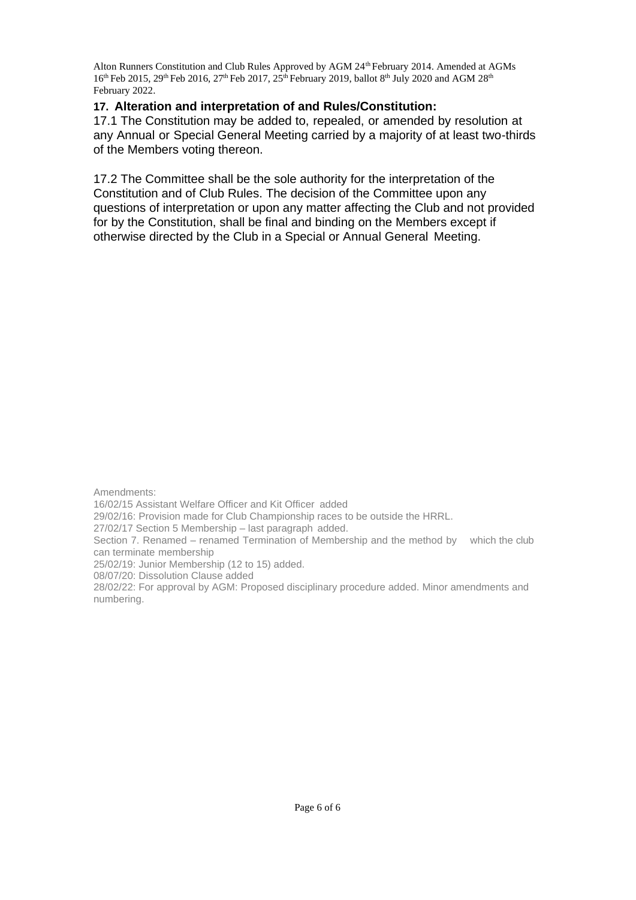## 17. Alteration and interpretation of and Rules/Constitution:

17.1 The Constitution may be added to, repealed, or amended by resolution at any Annual or Special General Meeting carried by a majority of at least two-thirds of the Members voting thereon.

17.2 The Committee shall be the sole authority for the interpretation of the Constitution and of Club Rules. The decision of the Committee upon any questions of interpretation or upon any matter affecting the Club and not provided for by the Constitution, shall be final and binding on the Members except if otherwise directed by the Club in a Special or Annual General Meeting.

Amendments:

16/02/15 Assistant Welfare Officer and Kit Officer added

29/02/16: Provision made for Club Championship races to be outside the HRRL.

27/02/17 Section 5 Membership – last paragraph added.

Section 7. Renamed – renamed Termination of Membership and the method by which the club can terminate membership

25/02/19: Junior Membership (12 to 15) added.

08/07/20: Dissolution Clause added

28/02/22: For approval by AGM: Proposed disciplinary procedure added. Minor amendments and numbering.